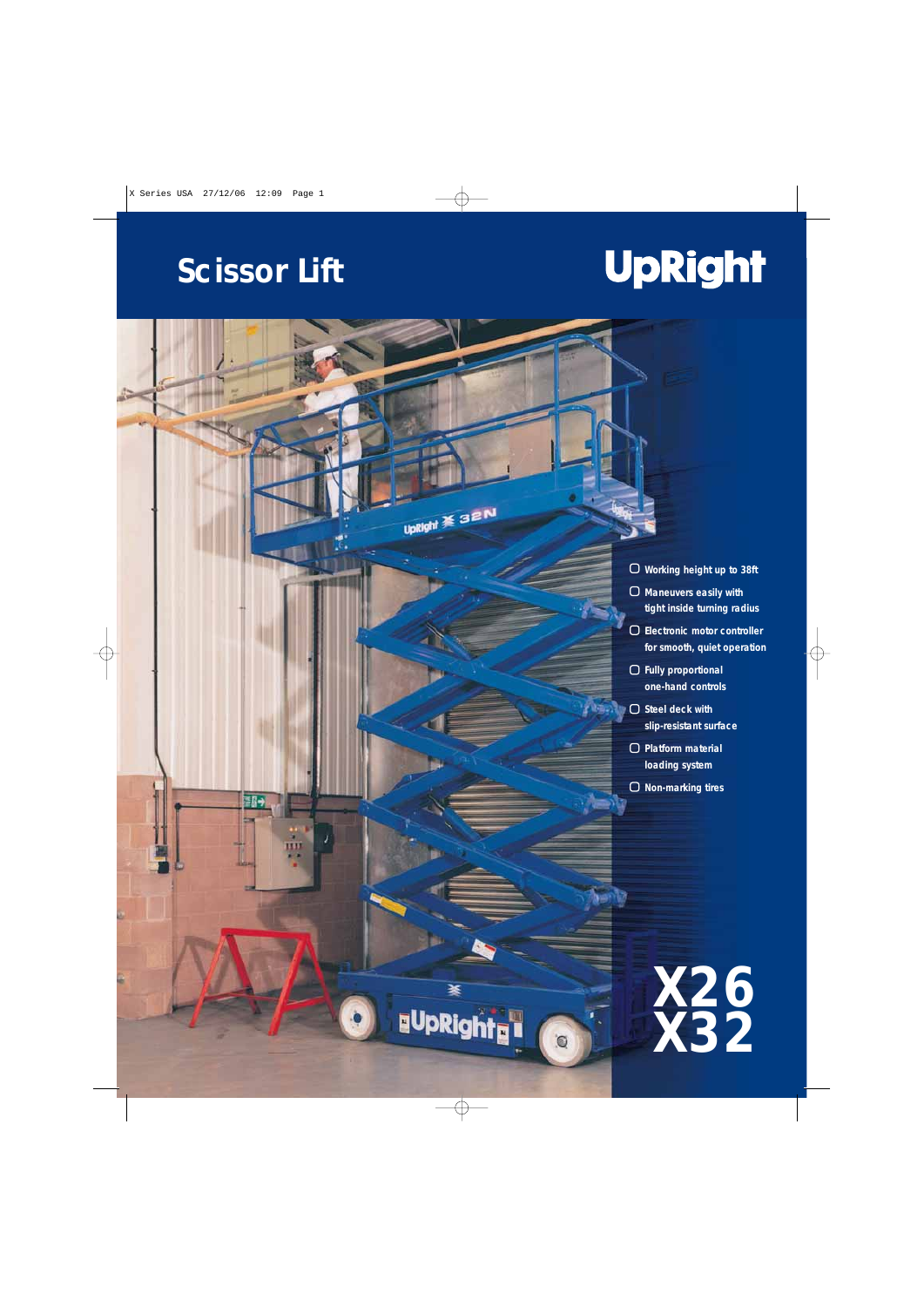# Scissor Lift

# UpRight

- Working height up to 38ft
- Maneuvers easily with tight inside turning radius
- Electronic motor controller for smooth, quiet operation
- Fully proportional one-hand controls
- Steel deck with slip-resistant surface
- Platform material loading system
- Non-marking tires

# X26
# X32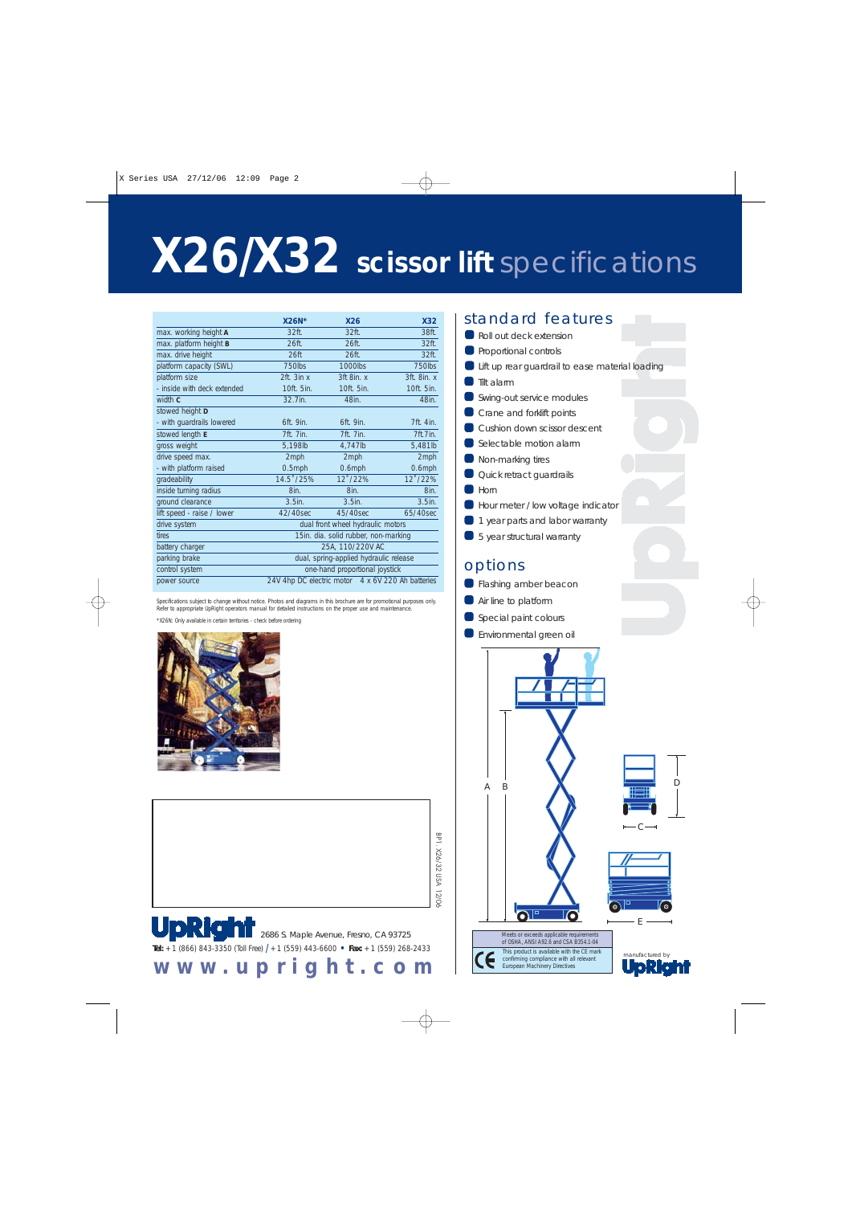# X26/X32 scissor lift specifications

| | X26N* | X26 | X32 |
|---|---|---|---|
| max. working height **A** | 32ft. | 32ft. | 38ft. |
| max. platform height **B** | 26ft. | 26ft. | 32ft. |
| max. drive height | 26ft | 26ft. | 32ft. |
| platform capacity (SWL) | 750lbs | 1000lbs | 750lbs |
| platform size | 2ft. 3in x | 3ft 8in. x | 3ft. 8in. x |
| - inside with deck extended | 10ft. 5in. | 10ft. 5in. | 10ft. 5in. |
| width **C** | 32.7in. | 48in. | 48in. |
| stowed height **D** | | | |
| - with guardrails lowered | 6ft. 9in. | 6ft. 9in. | 7ft. 4in. |
| stowed length **E** | 7ft. 7in. | 7ft. 7in. | 7ft.7in. |
| gross weight | 5,198lb | 4,747lb | 5,481lb |
| drive speed max. | 2mph | 2mph | 2mph |
| - with platform raised | 0.5mph | 0.6mph | 0.6mph |
| gradeability | 14.5°/25% | 12°/22% | 12°/22% |
| inside turning radius | 8in. | 8in. | 8in. |
| ground clearance | 3.5in. | 3.5in. | 3.5in. |
| lift speed - raise / lower | 42/40sec | 45/40sec | 65/40sec |
| drive system | dual front wheel hydraulic motors | | |
| tires | 15in. dia. solid rubber, non-marking | | |
| battery charger | 25A, 110/220V AC | | |
| parking brake | dual, spring-applied hydraulic release | | |
| control system | one-hand proportional joystick | | |
| power source | 24V 4hp DC electric motor 4 x 6V 220 Ah batteries | | |

Specifications subject to change without notice. Photos and diagrams in this brochure are for promotional purposes only. Refer to appropriate UpRight operators manual for detailed instructions on the proper use and maintenance.

*X26N: Only available in certain territories - check before ordering

## standard features

- Roll out deck extension
- Proportional controls
- Lift up rear guardrail to ease material loading
- Tilt alarm
- Swing-out service modules
- Crane and forklift points
- Cushion down scissor descent
- Selectable motion alarm
- Non-marking tires
- Quick retract guardrails
- Horn
- Hour meter / low voltage indicator
- 1 year parts and labor warranty
- 5 year structural warranty

## options

- Flashing amber beacon
- Air line to platform
- Special paint colours
- Environmental green oil

A B C D E

Meets or exceeds applicable requirements of OSHA, ANSI A92.6 and CSA B354.1-04

This product is available with the CE mark confirming compliance with all relevant European Machinery Directives

manufactured by UpRight

BP1 X26/32 USA 12/06

**UpRight** 2686 S. Maple Avenue, Fresno, CA 93725

**Tel:** +1 (866) 843-3350 (Toll Free) / +1 (559) 443-6600 • **Fax** +1 (559) 268-2433

**www.upright.com**